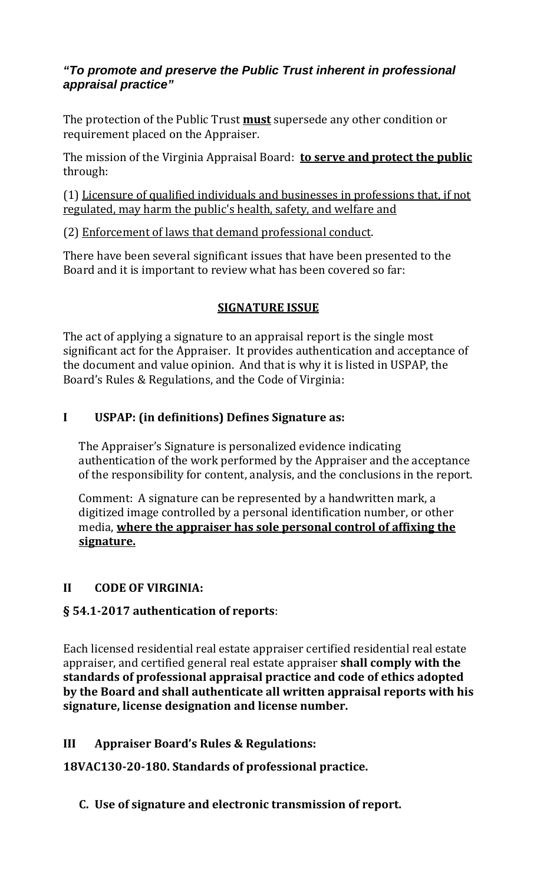***"To promote and preserve the Public Trust inherent in professional appraisal practice"***

The protection of the Public Trust **must** supersede any other condition or requirement placed on the Appraiser.

The mission of the Virginia Appraisal Board: **to serve and protect the public** through:

(1) Licensure of qualified individuals and businesses in professions that, if not regulated, may harm the public's health, safety, and welfare and

(2) Enforcement of laws that demand professional conduct.

There have been several significant issues that have been presented to the Board and it is important to review what has been covered so far:

## SIGNATURE ISSUE

The act of applying a signature to an appraisal report is the single most significant act for the Appraiser. It provides authentication and acceptance of the document and value opinion. And that is why it is listed in USPAP, the Board's Rules & Regulations, and the Code of Virginia:

### I USPAP: (in definitions) Defines Signature as:

The Appraiser's Signature is personalized evidence indicating authentication of the work performed by the Appraiser and the acceptance of the responsibility for content, analysis, and the conclusions in the report.

Comment: A signature can be represented by a handwritten mark, a digitized image controlled by a personal identification number, or other media, **where the appraiser has sole personal control of affixing the signature.**

### II CODE OF VIRGINIA:

**§ 54.1-2017 authentication of reports**:

Each licensed residential real estate appraiser certified residential real estate appraiser, and certified general real estate appraiser **shall comply with the standards of professional appraisal practice and code of ethics adopted by the Board and shall authenticate all written appraisal reports with his signature, license designation and license number.**

### III Appraiser Board's Rules & Regulations:

**18VAC130-20-180. Standards of professional practice.**

**C. Use of signature and electronic transmission of report.**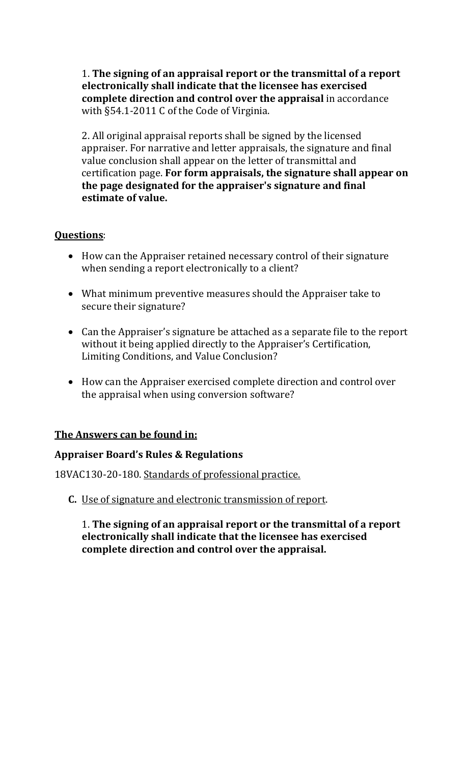1. **The signing of an appraisal report or the transmittal of a report electronically shall indicate that the licensee has exercised complete direction and control over the appraisal** in accordance with §54.1-2011 C of the Code of Virginia.

2. All original appraisal reports shall be signed by the licensed appraiser. For narrative and letter appraisals, the signature and final value conclusion shall appear on the letter of transmittal and certification page. **For form appraisals, the signature shall appear on the page designated for the appraiser's signature and final estimate of value.**

**<u>Questions</u>**:

- How can the Appraiser retained necessary control of their signature when sending a report electronically to a client?
- What minimum preventive measures should the Appraiser take to secure their signature?
- Can the Appraiser's signature be attached as a separate file to the report without it being applied directly to the Appraiser's Certification, Limiting Conditions, and Value Conclusion?
- How can the Appraiser exercised complete direction and control over the appraisal when using conversion software?

**<u>The Answers can be found in:</u>**

**Appraiser Board's Rules & Regulations**

18VAC130-20-180. <u>Standards of professional practice.</u>

**C.** <u>Use of signature and electronic transmission of report</u>.

1. **The signing of an appraisal report or the transmittal of a report electronically shall indicate that the licensee has exercised complete direction and control over the appraisal.**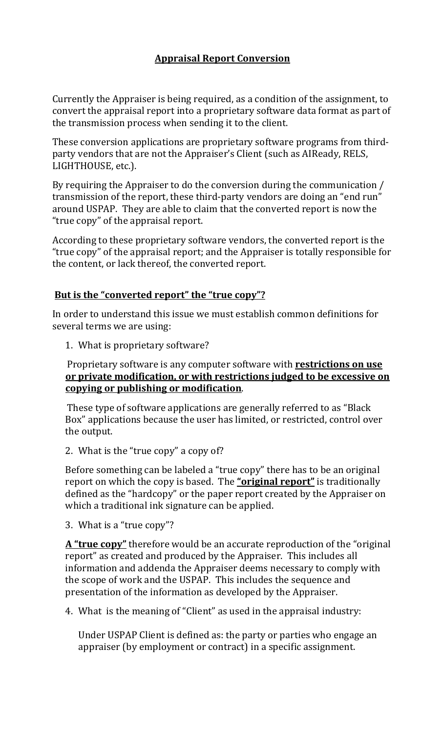## **Appraisal Report Conversion**

Currently the Appraiser is being required, as a condition of the assignment, to convert the appraisal report into a proprietary software data format as part of the transmission process when sending it to the client.

These conversion applications are proprietary software programs from third-party vendors that are not the Appraiser's Client (such as AIReady, RELS, LIGHTHOUSE, etc.).

By requiring the Appraiser to do the conversion during the communication / transmission of the report, these third-party vendors are doing an "end run" around USPAP. They are able to claim that the converted report is now the "true copy" of the appraisal report.

According to these proprietary software vendors, the converted report is the "true copy" of the appraisal report; and the Appraiser is totally responsible for the content, or lack thereof, the converted report.

### **But is the "converted report" the "true copy"?**

In order to understand this issue we must establish common definitions for several terms we are using:

1. What is proprietary software?

   Proprietary software is any computer software with **restrictions on use or private modification, or with restrictions judged to be excessive on copying or publishing or modification**.

   These type of software applications are generally referred to as "Black Box" applications because the user has limited, or restricted, control over the output.

2. What is the "true copy" a copy of?

   Before something can be labeled a "true copy" there has to be an original report on which the copy is based. The **"original report"** is traditionally defined as the "hardcopy" or the paper report created by the Appraiser on which a traditional ink signature can be applied.

3. What is a "true copy"?

   **A "true copy"** therefore would be an accurate reproduction of the "original report" as created and produced by the Appraiser. This includes all information and addenda the Appraiser deems necessary to comply with the scope of work and the USPAP. This includes the sequence and presentation of the information as developed by the Appraiser.

4. What is the meaning of "Client" as used in the appraisal industry:

   Under USPAP Client is defined as: the party or parties who engage an appraiser (by employment or contract) in a specific assignment.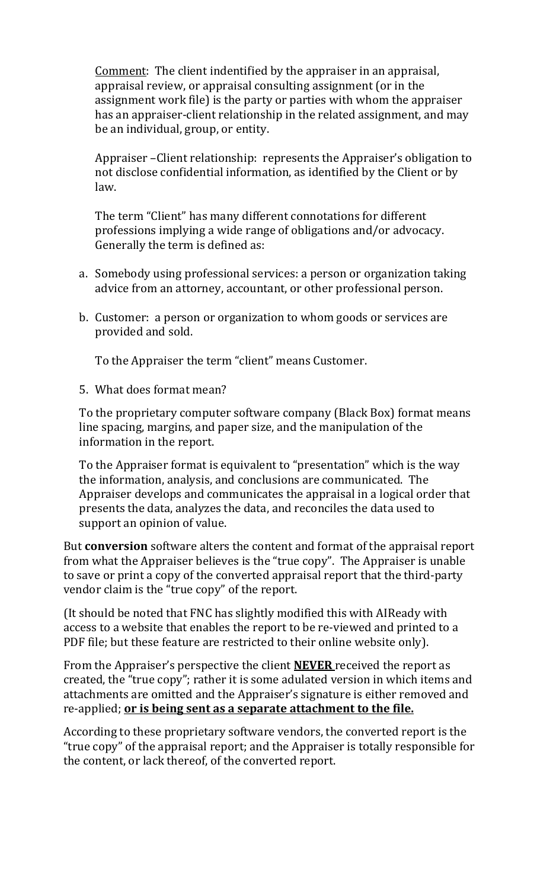Comment: The client indentified by the appraiser in an appraisal, appraisal review, or appraisal consulting assignment (or in the assignment work file) is the party or parties with whom the appraiser has an appraiser-client relationship in the related assignment, and may be an individual, group, or entity.

Appraiser –Client relationship: represents the Appraiser's obligation to not disclose confidential information, as identified by the Client or by law.

The term "Client" has many different connotations for different professions implying a wide range of obligations and/or advocacy. Generally the term is defined as:

a. Somebody using professional services: a person or organization taking advice from an attorney, accountant, or other professional person.

b. Customer: a person or organization to whom goods or services are provided and sold.

To the Appraiser the term "client" means Customer.

5. What does format mean?

To the proprietary computer software company (Black Box) format means line spacing, margins, and paper size, and the manipulation of the information in the report.

To the Appraiser format is equivalent to "presentation" which is the way the information, analysis, and conclusions are communicated. The Appraiser develops and communicates the appraisal in a logical order that presents the data, analyzes the data, and reconciles the data used to support an opinion of value.

But **conversion** software alters the content and format of the appraisal report from what the Appraiser believes is the "true copy". The Appraiser is unable to save or print a copy of the converted appraisal report that the third-party vendor claim is the "true copy" of the report.

(It should be noted that FNC has slightly modified this with AIReady with access to a website that enables the report to be re-viewed and printed to a PDF file; but these feature are restricted to their online website only).

From the Appraiser's perspective the client **NEVER** received the report as created, the "true copy"; rather it is some adulated version in which items and attachments are omitted and the Appraiser's signature is either removed and re-applied; **or is being sent as a separate attachment to the file.**

According to these proprietary software vendors, the converted report is the "true copy" of the appraisal report; and the Appraiser is totally responsible for the content, or lack thereof, of the converted report.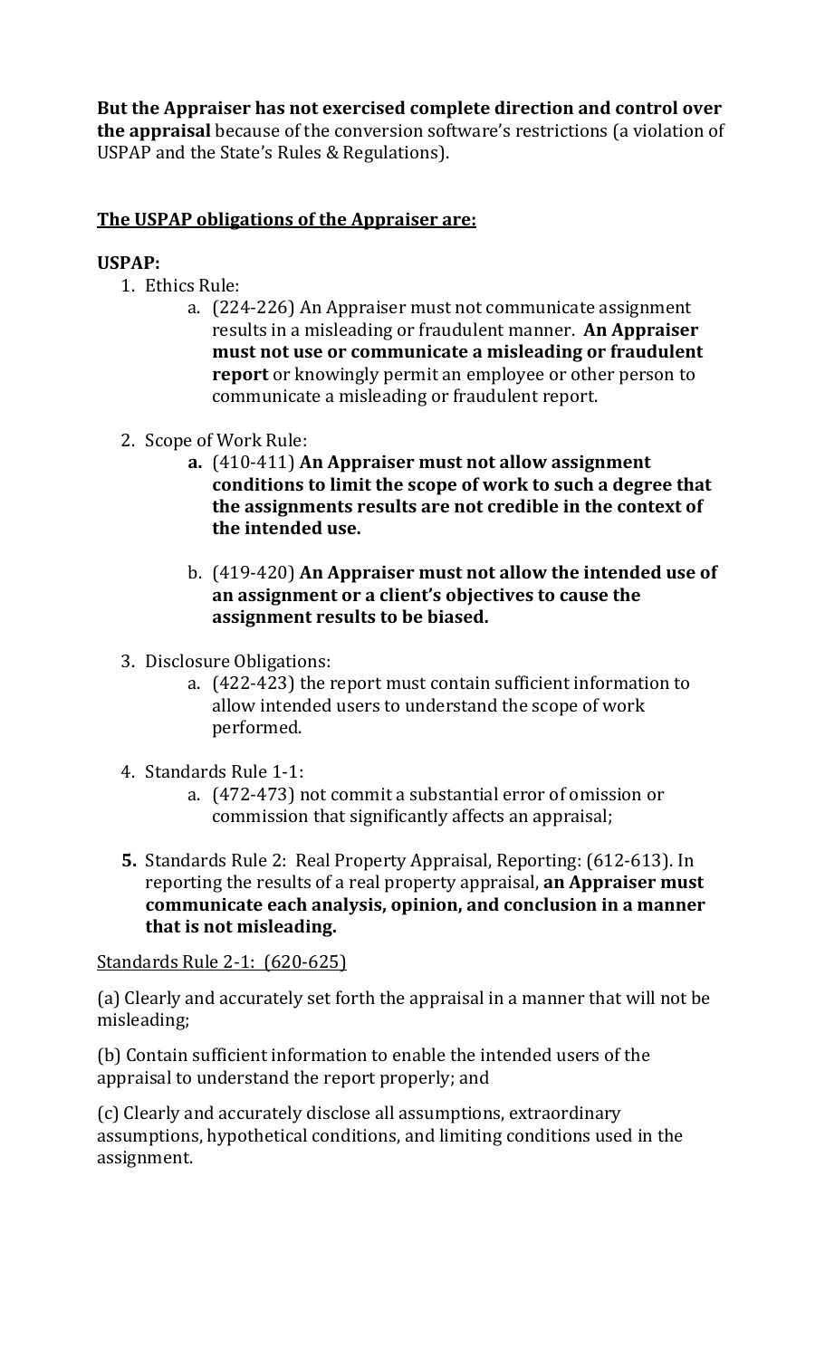**But the Appraiser has not exercised complete direction and control over the appraisal** because of the conversion software's restrictions (a violation of USPAP and the State's Rules & Regulations).

**<u>The USPAP obligations of the Appraiser are:</u>**

**USPAP:**

1. Ethics Rule:
    a. (224-226) An Appraiser must not communicate assignment results in a misleading or fraudulent manner. **An Appraiser must not use or communicate a misleading or fraudulent report** or knowingly permit an employee or other person to communicate a misleading or fraudulent report.

2. Scope of Work Rule:
    **a.** (410-411) **An Appraiser must not allow assignment conditions to limit the scope of work to such a degree that the assignments results are not credible in the context of the intended use.**

    b. (419-420) **An Appraiser must not allow the intended use of an assignment or a client's objectives to cause the assignment results to be biased.**

3. Disclosure Obligations:
    a. (422-423) the report must contain sufficient information to allow intended users to understand the scope of work performed.

4. Standards Rule 1-1:
    a. (472-473) not commit a substantial error of omission or commission that significantly affects an appraisal;

**5.** Standards Rule 2: Real Property Appraisal, Reporting: (612-613). In reporting the results of a real property appraisal, **an Appraiser must communicate each analysis, opinion, and conclusion in a manner that is not misleading.**

<u>Standards Rule 2-1: (620-625)</u>

(a) Clearly and accurately set forth the appraisal in a manner that will not be misleading;

(b) Contain sufficient information to enable the intended users of the appraisal to understand the report properly; and

(c) Clearly and accurately disclose all assumptions, extraordinary assumptions, hypothetical conditions, and limiting conditions used in the assignment.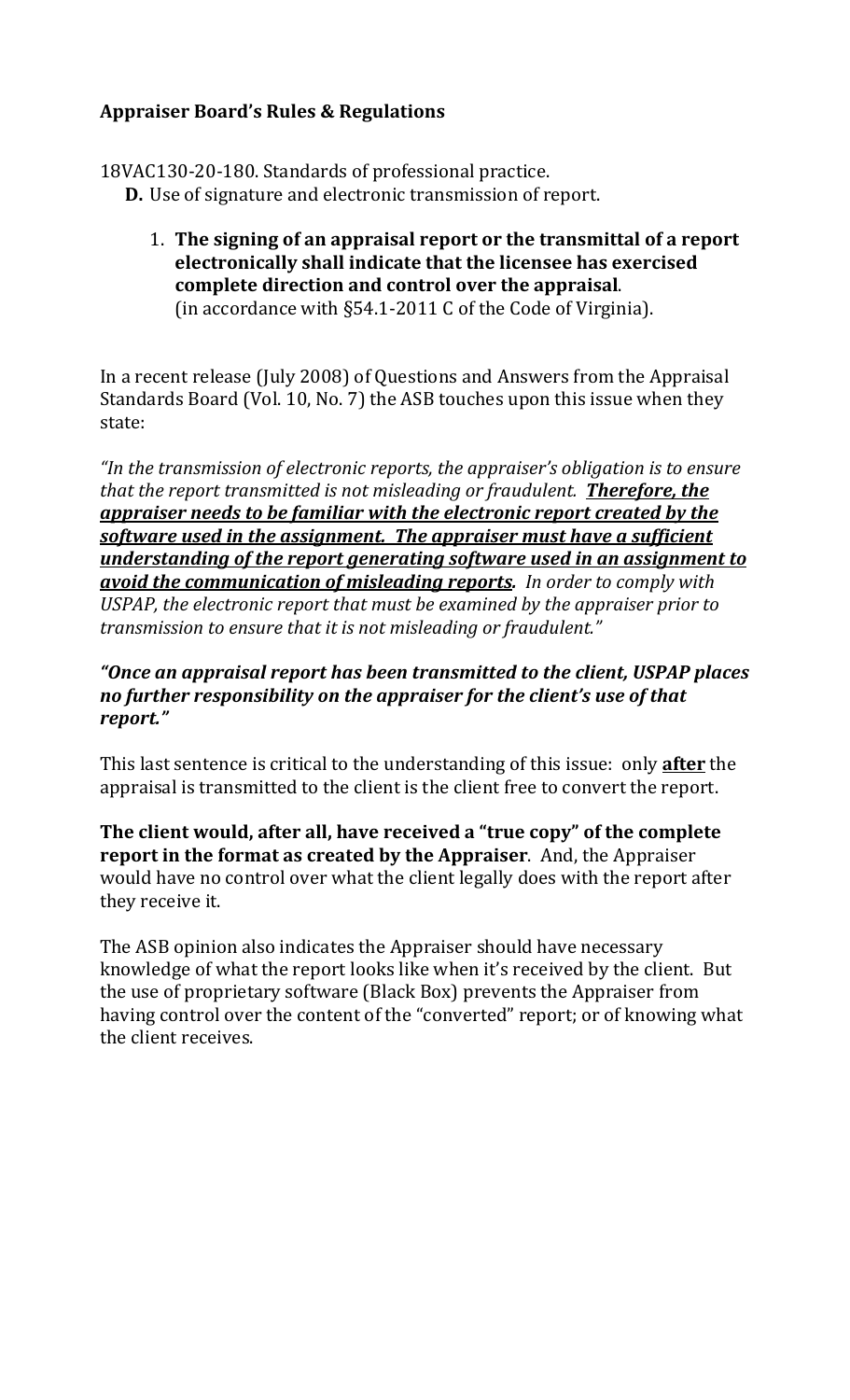**Appraiser Board's Rules & Regulations**

18VAC130-20-180. Standards of professional practice.

**D.** Use of signature and electronic transmission of report.

1. **The signing of an appraisal report or the transmittal of a report electronically shall indicate that the licensee has exercised complete direction and control over the appraisal**. (in accordance with §54.1-2011 C of the Code of Virginia).

In a recent release (July 2008) of Questions and Answers from the Appraisal Standards Board (Vol. 10, No. 7) the ASB touches upon this issue when they state:

*"In the transmission of electronic reports, the appraiser's obligation is to ensure that the report transmitted is not misleading or fraudulent.* ***<u>Therefore, the appraiser needs to be familiar with the electronic report created by the software used in the assignment. The appraiser must have a sufficient understanding of the report generating software used in an assignment to avoid the communication of misleading reports</u>.*** *In order to comply with USPAP, the electronic report that must be examined by the appraiser prior to transmission to ensure that it is not misleading or fraudulent."*

***"Once an appraisal report has been transmitted to the client, USPAP places no further responsibility on the appraiser for the client's use of that report."***

This last sentence is critical to the understanding of this issue: only **<u>after</u>** the appraisal is transmitted to the client is the client free to convert the report.

**The client would, after all, have received a "true copy" of the complete report in the format as created by the Appraiser**. And, the Appraiser would have no control over what the client legally does with the report after they receive it.

The ASB opinion also indicates the Appraiser should have necessary knowledge of what the report looks like when it's received by the client. But the use of proprietary software (Black Box) prevents the Appraiser from having control over the content of the "converted" report; or of knowing what the client receives.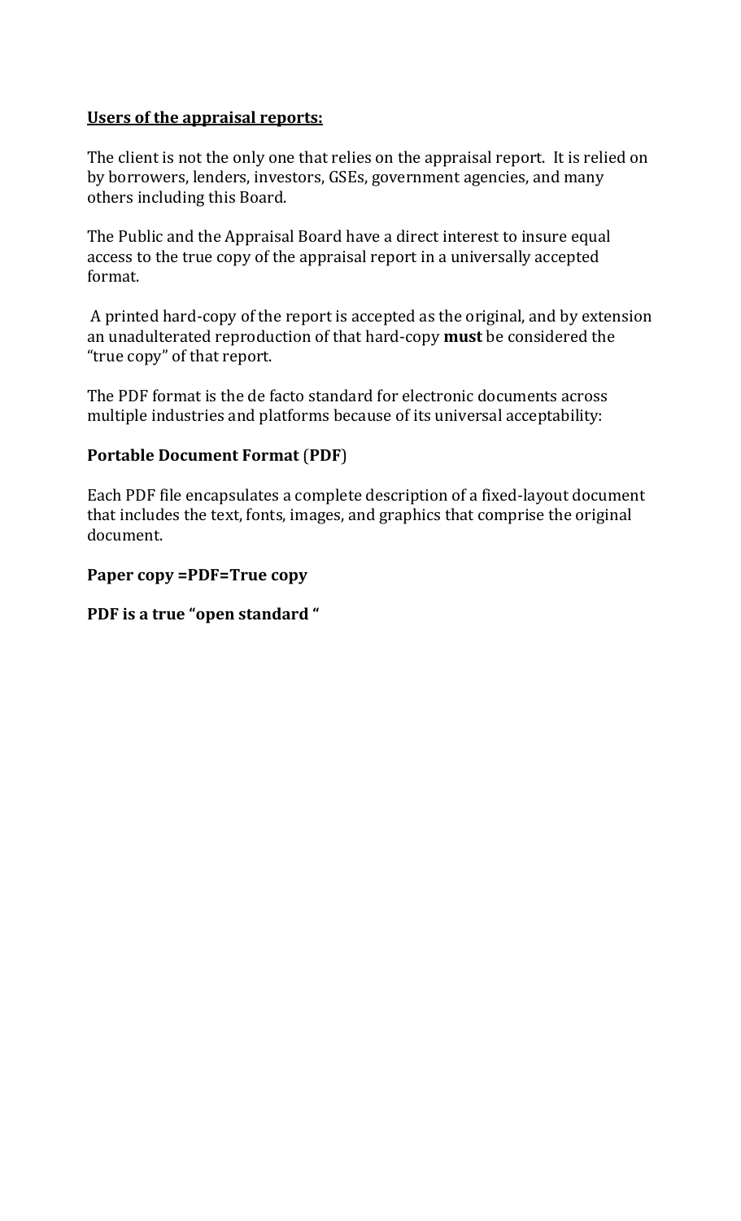**<u>Users of the appraisal reports:</u>**

The client is not the only one that relies on the appraisal report. It is relied on by borrowers, lenders, investors, GSEs, government agencies, and many others including this Board.

The Public and the Appraisal Board have a direct interest to insure equal access to the true copy of the appraisal report in a universally accepted format.

A printed hard-copy of the report is accepted as the original, and by extension an unadulterated reproduction of that hard-copy **must** be considered the "true copy" of that report.

The PDF format is the de facto standard for electronic documents across multiple industries and platforms because of its universal acceptability:

**Portable Document Format** (**PDF**)

Each PDF file encapsulates a complete description of a fixed-layout document that includes the text, fonts, images, and graphics that comprise the original document.

**Paper copy =PDF=True copy**

**PDF is a true "open standard "**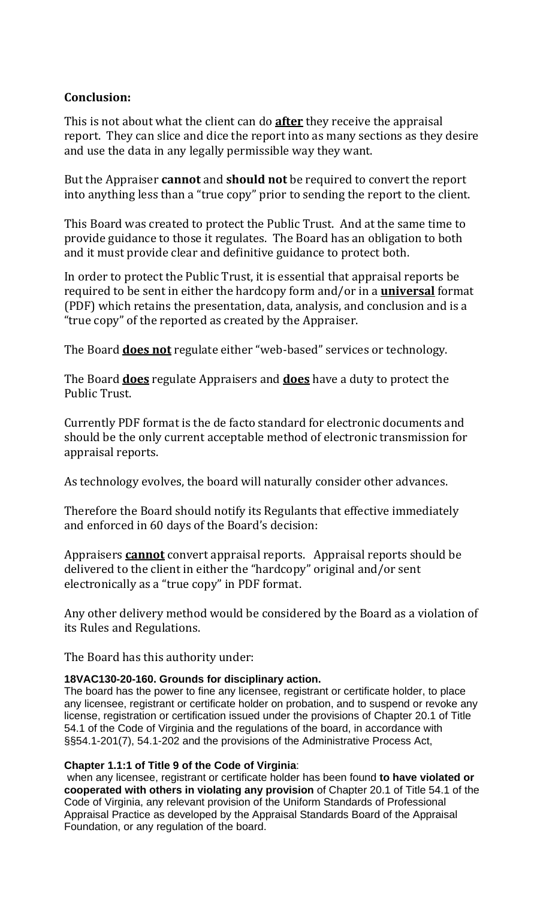**Conclusion:**

This is not about what the client can do **after** they receive the appraisal report. They can slice and dice the report into as many sections as they desire and use the data in any legally permissible way they want.

But the Appraiser **cannot** and **should not** be required to convert the report into anything less than a "true copy" prior to sending the report to the client.

This Board was created to protect the Public Trust. And at the same time to provide guidance to those it regulates. The Board has an obligation to both and it must provide clear and definitive guidance to protect both.

In order to protect the Public Trust, it is essential that appraisal reports be required to be sent in either the hardcopy form and/or in a **universal** format (PDF) which retains the presentation, data, analysis, and conclusion and is a "true copy" of the reported as created by the Appraiser.

The Board **does not** regulate either "web-based" services or technology.

The Board **does** regulate Appraisers and **does** have a duty to protect the Public Trust.

Currently PDF format is the de facto standard for electronic documents and should be the only current acceptable method of electronic transmission for appraisal reports.

As technology evolves, the board will naturally consider other advances.

Therefore the Board should notify its Regulants that effective immediately and enforced in 60 days of the Board's decision:

Appraisers **cannot** convert appraisal reports. Appraisal reports should be delivered to the client in either the "hardcopy" original and/or sent electronically as a "true copy" in PDF format.

Any other delivery method would be considered by the Board as a violation of its Rules and Regulations.

The Board has this authority under:

**18VAC130-20-160. Grounds for disciplinary action.**
The board has the power to fine any licensee, registrant or certificate holder, to place any licensee, registrant or certificate holder on probation, and to suspend or revoke any license, registration or certification issued under the provisions of Chapter 20.1 of Title 54.1 of the Code of Virginia and the regulations of the board, in accordance with §§54.1-201(7), 54.1-202 and the provisions of the Administrative Process Act,

**Chapter 1.1:1 of Title 9 of the Code of Virginia**:
when any licensee, registrant or certificate holder has been found **to have violated or cooperated with others in violating any provision** of Chapter 20.1 of Title 54.1 of the Code of Virginia, any relevant provision of the Uniform Standards of Professional Appraisal Practice as developed by the Appraisal Standards Board of the Appraisal Foundation, or any regulation of the board.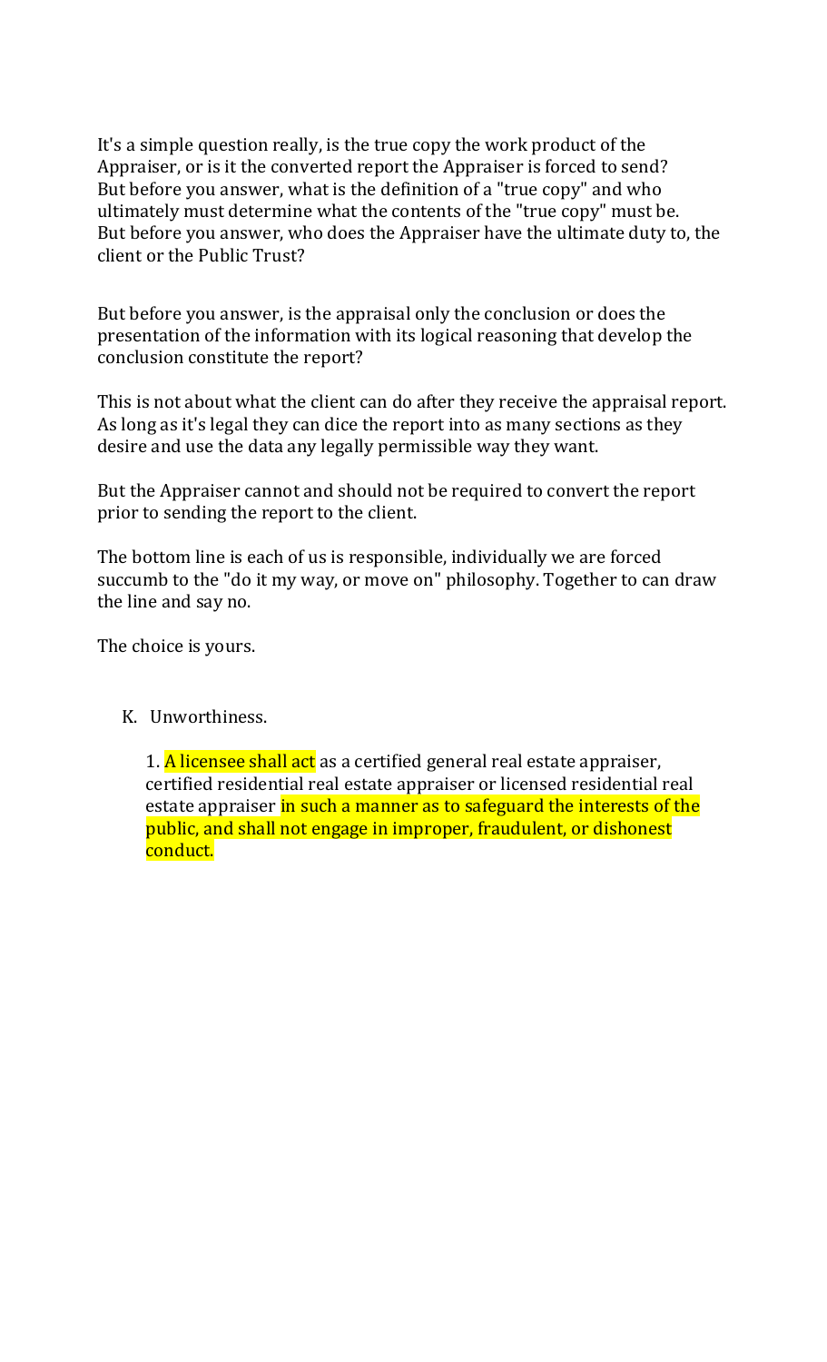It's a simple question really, is the true copy the work product of the Appraiser, or is it the converted report the Appraiser is forced to send? But before you answer, what is the definition of a "true copy" and who ultimately must determine what the contents of the "true copy" must be. But before you answer, who does the Appraiser have the ultimate duty to, the client or the Public Trust?

But before you answer, is the appraisal only the conclusion or does the presentation of the information with its logical reasoning that develop the conclusion constitute the report?

This is not about what the client can do after they receive the appraisal report. As long as it's legal they can dice the report into as many sections as they desire and use the data any legally permissible way they want.

But the Appraiser cannot and should not be required to convert the report prior to sending the report to the client.

The bottom line is each of us is responsible, individually we are forced succumb to the "do it my way, or move on" philosophy. Together to can draw the line and say no.

The choice is yours.

K. Unworthiness.

1. A licensee shall act as a certified general real estate appraiser, certified residential real estate appraiser or licensed residential real estate appraiser in such a manner as to safeguard the interests of the public, and shall not engage in improper, fraudulent, or dishonest conduct.